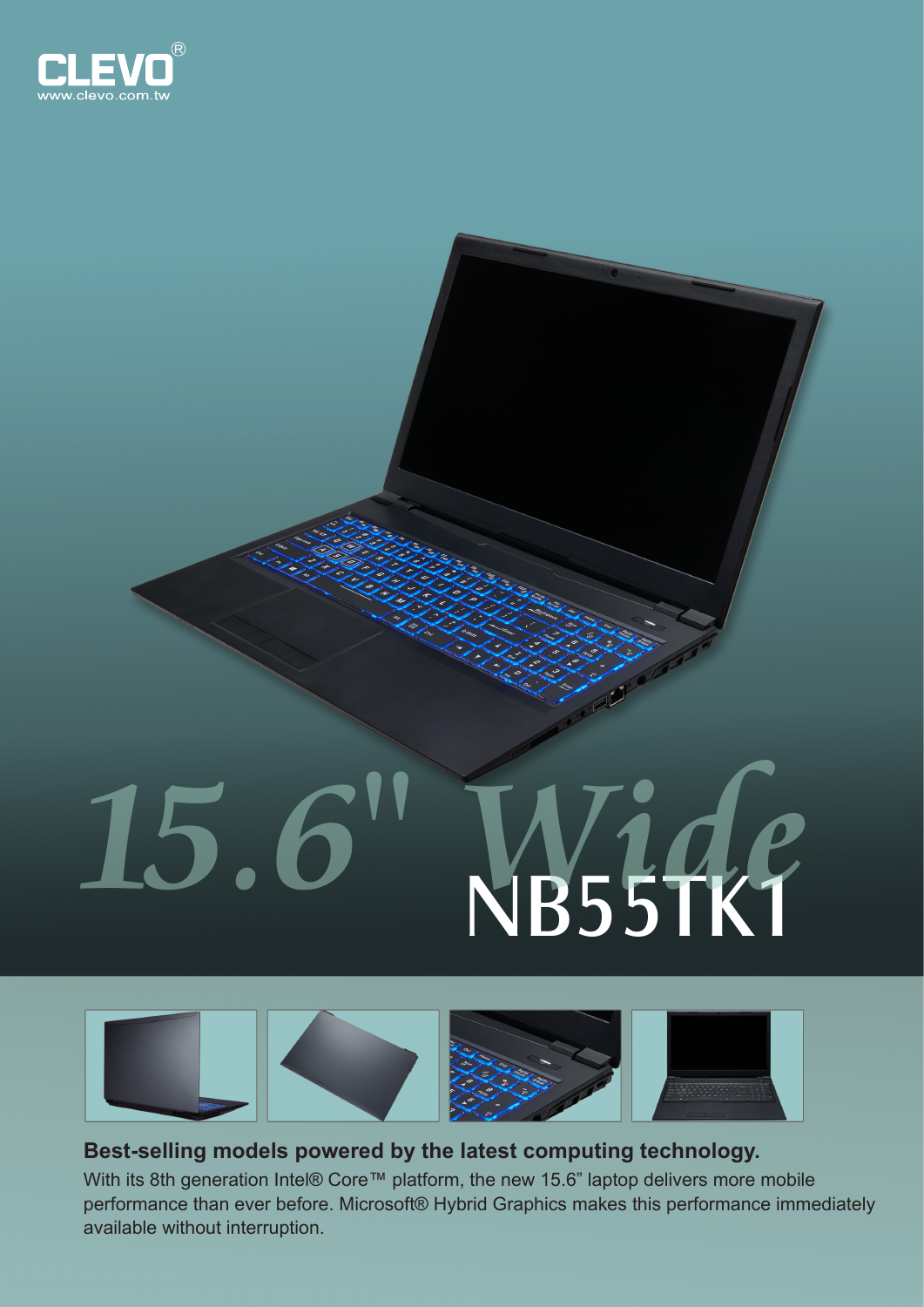CLEVO®
www.clevo.com.tw

# 15.6" Wide NB55TK1

**Best-selling models powered by the latest computing technology.**

With its 8th generation Intel® Core™ platform, the new 15.6” laptop delivers more mobile performance than ever before. Microsoft® Hybrid Graphics makes this performance immediately available without interruption.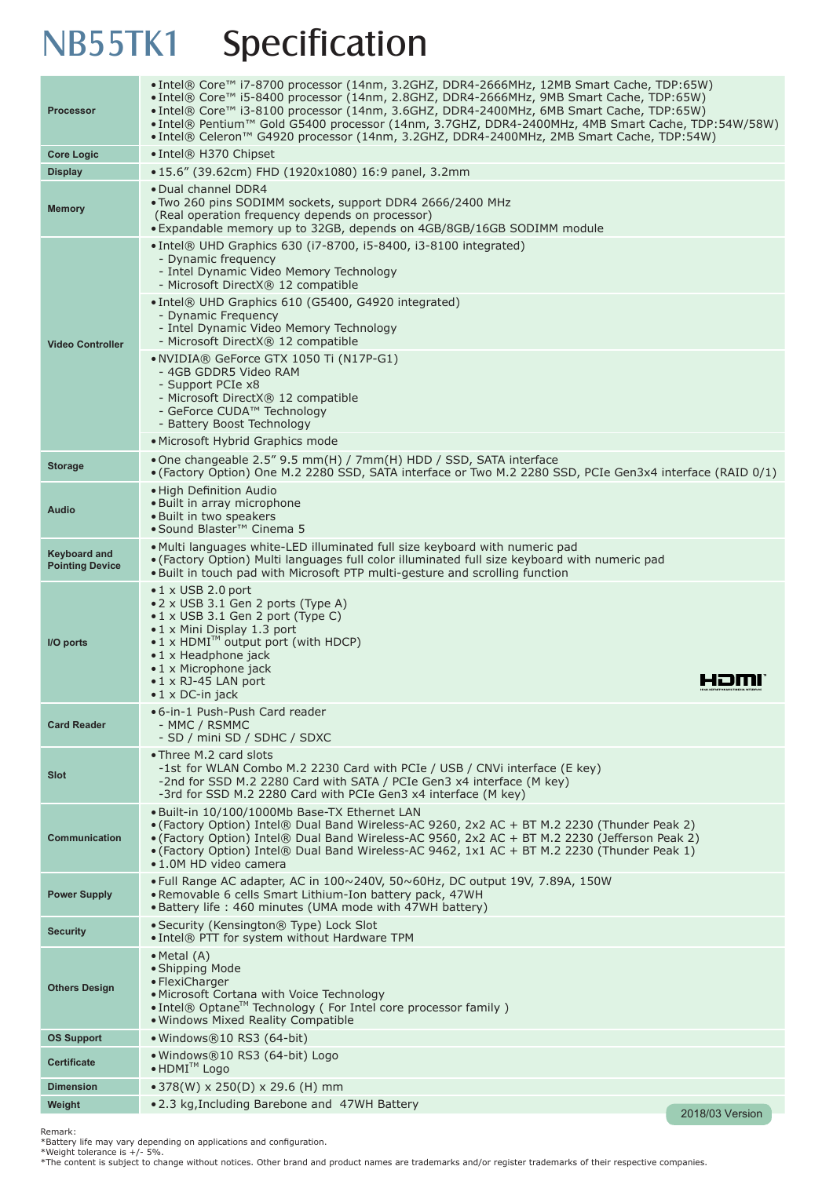# NB55TK1 Specification

| | |
|---|---|
| **Processor** | • Intel® Core™ i7-8700 processor (14nm, 3.2GHZ, DDR4-2666MHz, 12MB Smart Cache, TDP:65W)<br>• Intel® Core™ i5-8400 processor (14nm, 2.8GHZ, DDR4-2666MHz, 9MB Smart Cache, TDP:65W)<br>• Intel® Core™ i3-8100 processor (14nm, 3.6GHZ, DDR4-2400MHz, 6MB Smart Cache, TDP:65W)<br>• Intel® Pentium™ Gold G5400 processor (14nm, 3.7GHZ, DDR4-2400MHz, 4MB Smart Cache, TDP:54W/58W)<br>• Intel® Celeron™ G4920 processor (14nm, 3.2GHZ, DDR4-2400MHz, 2MB Smart Cache, TDP:54W) |
| **Core Logic** | • Intel® H370 Chipset |
| **Display** | • 15.6" (39.62cm) FHD (1920x1080) 16:9 panel, 3.2mm |
| **Memory** | • Dual channel DDR4<br>• Two 260 pins SODIMM sockets, support DDR4 2666/2400 MHz<br>(Real operation frequency depends on processor)<br>• Expandable memory up to 32GB, depends on 4GB/8GB/16GB SODIMM module |
| **Video Controller** | • Intel® UHD Graphics 630 (i7-8700, i5-8400, i3-8100 integrated)<br>- Dynamic frequency<br>- Intel Dynamic Video Memory Technology<br>- Microsoft DirectX® 12 compatible |
| | • Intel® UHD Graphics 610 (G5400, G4920 integrated)<br>- Dynamic Frequency<br>- Intel Dynamic Video Memory Technology<br>- Microsoft DirectX® 12 compatible |
| | • NVIDIA® GeForce GTX 1050 Ti (N17P-G1)<br>- 4GB GDDR5 Video RAM<br>- Support PCIe x8<br>- Microsoft DirectX® 12 compatible<br>- GeForce CUDA™ Technology<br>- Battery Boost Technology |
| | • Microsoft Hybrid Graphics mode |
| **Storage** | • One changeable 2.5" 9.5 mm(H) / 7mm(H) HDD / SSD, SATA interface<br>• (Factory Option) One M.2 2280 SSD, SATA interface or Two M.2 2280 SSD, PCIe Gen3x4 interface (RAID 0/1) |
| **Audio** | • High Definition Audio<br>• Built in array microphone<br>• Built in two speakers<br>• Sound Blaster™ Cinema 5 |
| **Keyboard and Pointing Device** | • Multi languages white-LED illuminated full size keyboard with numeric pad<br>• (Factory Option) Multi languages full color illuminated full size keyboard with numeric pad<br>• Built in touch pad with Microsoft PTP multi-gesture and scrolling function |
| **I/O ports** | • 1 x USB 2.0 port<br>• 2 x USB 3.1 Gen 2 ports (Type A)<br>• 1 x USB 3.1 Gen 2 port (Type C)<br>• 1 x Mini Display 1.3 port<br>• 1 x HDMI™ output port (with HDCP)<br>• 1 x Headphone jack<br>• 1 x Microphone jack<br>• 1 x RJ-45 LAN port<br>• 1 x DC-in jack |
| **Card Reader** | • 6-in-1 Push-Push Card reader<br>- MMC / RSMMC<br>- SD / mini SD / SDHC / SDXC |
| **Slot** | • Three M.2 card slots<br>-1st for WLAN Combo M.2 2230 Card with PCIe / USB / CNVi interface (E key)<br>-2nd for SSD M.2 2280 Card with SATA / PCIe Gen3 x4 interface (M key)<br>-3rd for SSD M.2 2280 Card with PCIe Gen3 x4 interface (M key) |
| **Communication** | • Built-in 10/100/1000Mb Base-TX Ethernet LAN<br>• (Factory Option) Intel® Dual Band Wireless-AC 9260, 2x2 AC + BT M.2 2230 (Thunder Peak 2)<br>• (Factory Option) Intel® Dual Band Wireless-AC 9560, 2x2 AC + BT M.2 2230 (Jefferson Peak 2)<br>• (Factory Option) Intel® Dual Band Wireless-AC 9462, 1x1 AC + BT M.2 2230 (Thunder Peak 1)<br>• 1.0M HD video camera |
| **Power Supply** | • Full Range AC adapter, AC in 100~240V, 50~60Hz, DC output 19V, 7.89A, 150W<br>• Removable 6 cells Smart Lithium-Ion battery pack, 47WH<br>• Battery life : 460 minutes (UMA mode with 47WH battery) |
| **Security** | • Security (Kensington® Type) Lock Slot<br>• Intel® PTT for system without Hardware TPM |
| **Others Design** | • Metal (A)<br>• Shipping Mode<br>• FlexiCharger<br>• Microsoft Cortana with Voice Technology<br>• Intel® Optane™ Technology ( For Intel core processor family )<br>• Windows Mixed Reality Compatible |
| **OS Support** | • Windows®10 RS3 (64-bit) |
| **Certificate** | • Windows®10 RS3 (64-bit) Logo<br>• HDMI™ Logo |
| **Dimension** | • 378(W) x 250(D) x 29.6 (H) mm |
| **Weight** | • 2.3 kg,Including Barebone and 47WH Battery |

2018/03 Version

Remark:
*Battery life may vary depending on applications and configuration.
*Weight tolerance is +/- 5%.
*The content is subject to change without notices. Other brand and product names are trademarks and/or register trademarks of their respective companies.